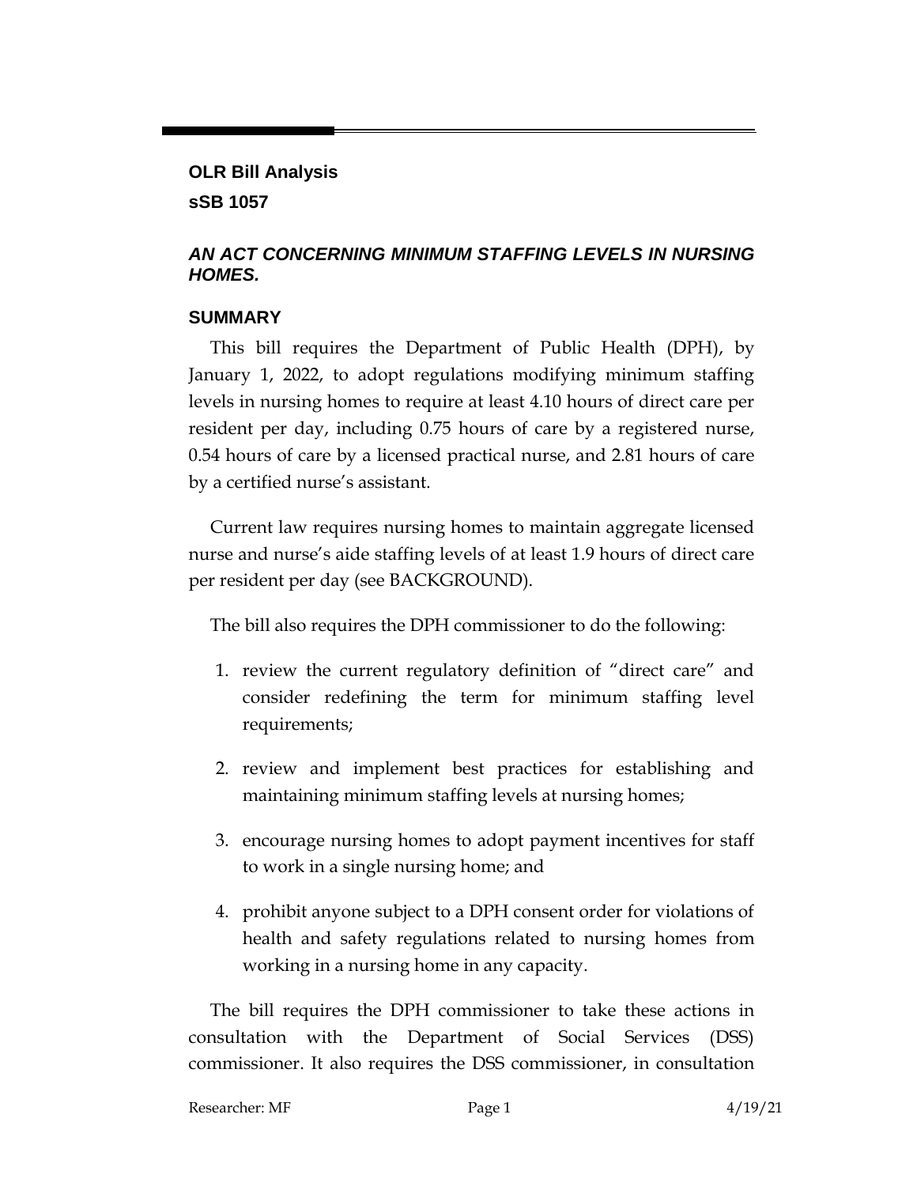**OLR Bill Analysis**

**sSB 1057**

***AN ACT CONCERNING MINIMUM STAFFING LEVELS IN NURSING HOMES.***

## SUMMARY

This bill requires the Department of Public Health (DPH), by January 1, 2022, to adopt regulations modifying minimum staffing levels in nursing homes to require at least 4.10 hours of direct care per resident per day, including 0.75 hours of care by a registered nurse, 0.54 hours of care by a licensed practical nurse, and 2.81 hours of care by a certified nurse's assistant.

Current law requires nursing homes to maintain aggregate licensed nurse and nurse's aide staffing levels of at least 1.9 hours of direct care per resident per day (see BACKGROUND).

The bill also requires the DPH commissioner to do the following:

1. review the current regulatory definition of "direct care" and consider redefining the term for minimum staffing level requirements;
2. review and implement best practices for establishing and maintaining minimum staffing levels at nursing homes;
3. encourage nursing homes to adopt payment incentives for staff to work in a single nursing home; and
4. prohibit anyone subject to a DPH consent order for violations of health and safety regulations related to nursing homes from working in a nursing home in any capacity.

The bill requires the DPH commissioner to take these actions in consultation with the Department of Social Services (DSS) commissioner. It also requires the DSS commissioner, in consultation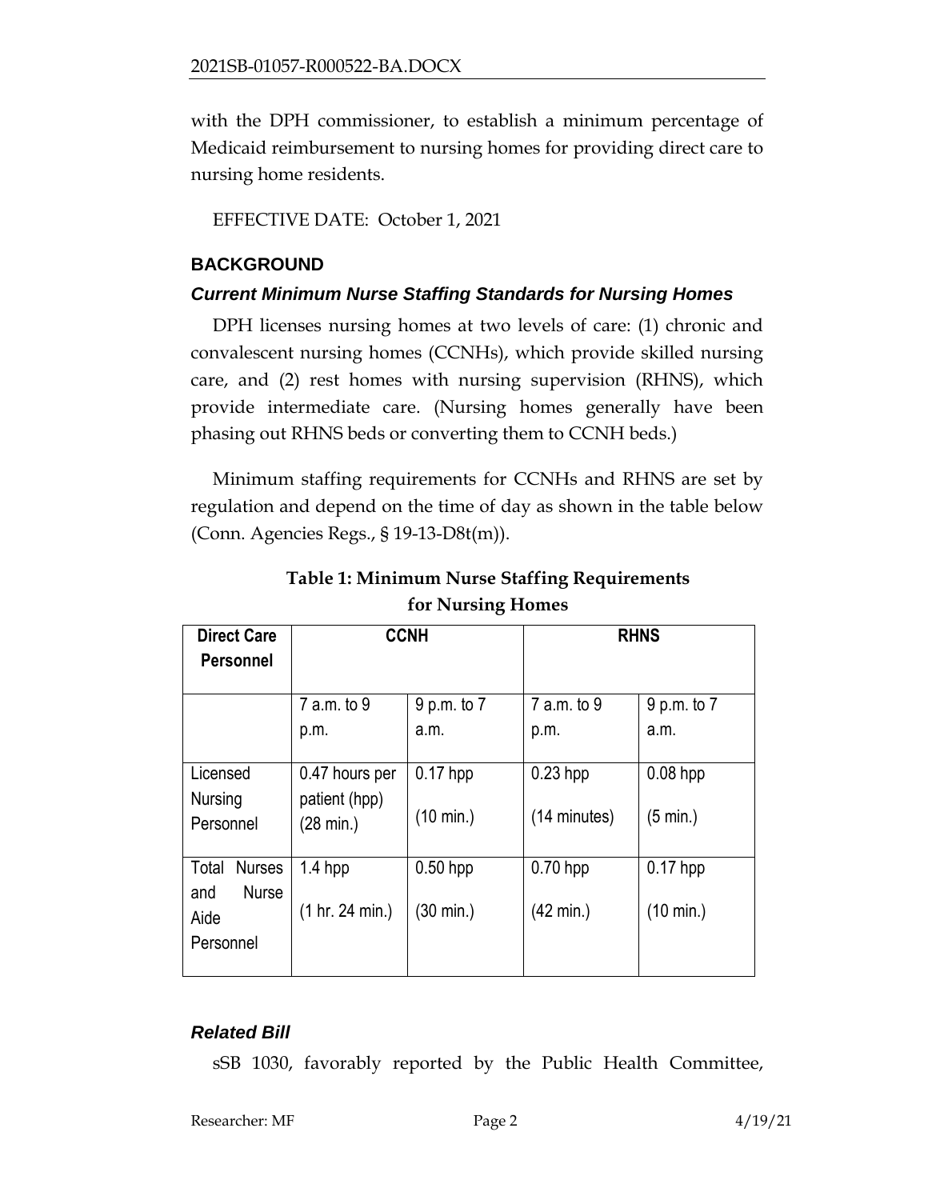with the DPH commissioner, to establish a minimum percentage of Medicaid reimbursement to nursing homes for providing direct care to nursing home residents.

EFFECTIVE DATE: October 1, 2021

## BACKGROUND

### *Current Minimum Nurse Staffing Standards for Nursing Homes*

DPH licenses nursing homes at two levels of care: (1) chronic and convalescent nursing homes (CCNHs), which provide skilled nursing care, and (2) rest homes with nursing supervision (RHNS), which provide intermediate care. (Nursing homes generally have been phasing out RHNS beds or converting them to CCNH beds.)

Minimum staffing requirements for CCNHs and RHNS are set by regulation and depend on the time of day as shown in the table below (Conn. Agencies Regs., § 19-13-D8t(m)).

**Table 1: Minimum Nurse Staffing Requirements for Nursing Homes**

| Direct Care Personnel | CCNH | | RHNS | |
|---|---|---|---|---|
| | 7 a.m. to 9 p.m. | 9 p.m. to 7 a.m. | 7 a.m. to 9 p.m. | 9 p.m. to 7 a.m. |
| Licensed Nursing Personnel | 0.47 hours per patient (hpp) (28 min.) | 0.17 hpp (10 min.) | 0.23 hpp (14 minutes) | 0.08 hpp (5 min.) |
| Total Nurses and Nurse Aide Personnel | 1.4 hpp (1 hr. 24 min.) | 0.50 hpp (30 min.) | 0.70 hpp (42 min.) | 0.17 hpp (10 min.) |

### *Related Bill*

sSB 1030, favorably reported by the Public Health Committee,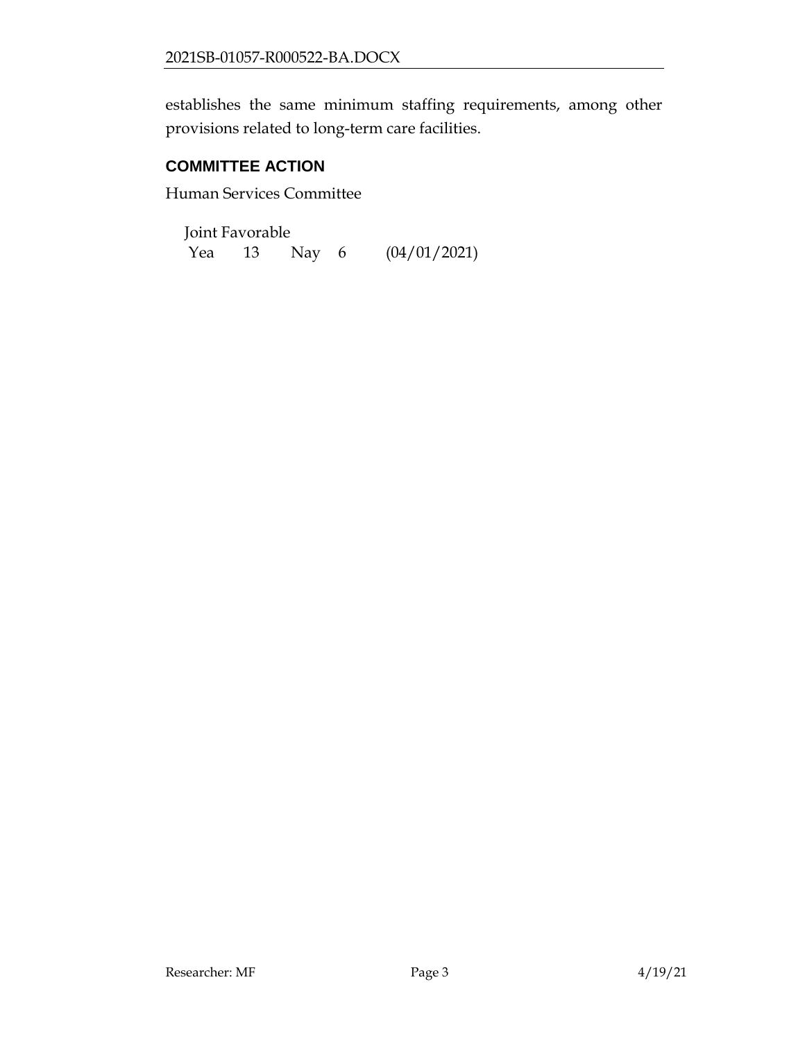establishes the same minimum staffing requirements, among other provisions related to long-term care facilities.

## COMMITTEE ACTION

Human Services Committee

Joint Favorable
Yea 13 Nay 6 (04/01/2021)